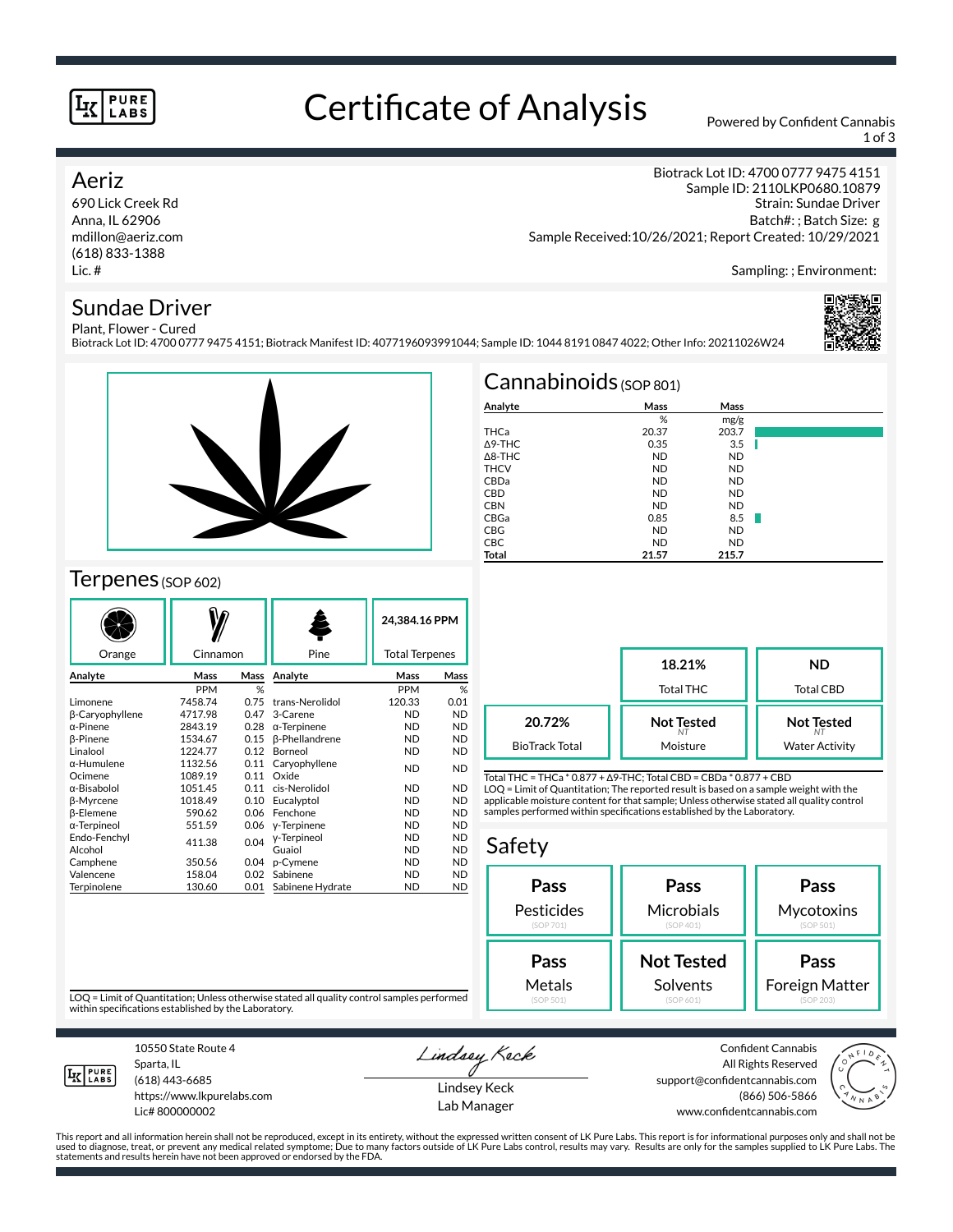# Certificate of Analysis

PURE LABS

Powered by Confident Cannabis

## Aeriz

690 Lick Creek Rd
Anna, IL 62906
mdillon@aeriz.com
(618) 833-1388
Lic. #

Biotrack Lot ID: 4700 0777 9475 4151
Sample ID: 2110LKP0680.10879
Strain: Sundae Driver
Batch#: ; Batch Size: g
Sample Received:10/26/2021; Report Created: 10/29/2021

Sampling: ; Environment:

## Sundae Driver

Plant, Flower - Cured
Biotrack Lot ID: 4700 0777 9475 4151; Biotrack Manifest ID: 4077196093991044; Sample ID: 1044 8191 0847 4022; Other Info: 20211026W24

## Cannabinoids (SOP 801)

| Analyte | Mass % | Mass mg/g |
|---|---|---|
| THCa | 20.37 | 203.7 |
| Δ9-THC | 0.35 | 3.5 |
| Δ8-THC | ND | ND |
| THCV | ND | ND |
| CBDa | ND | ND |
| CBD | ND | ND |
| CBN | ND | ND |
| CBGa | 0.85 | 8.5 |
| CBG | ND | ND |
| CBC | ND | ND |
| **Total** | **21.57** | **215.7** |

| | | |
|---|---|---|
| | **18.21%** Total THC | **ND** Total CBD |
| **20.72%** BioTrack Total | **Not Tested** (NT) Moisture | **Not Tested** (NT) Water Activity |

Total THC = THCa * 0.877 + Δ9-THC; Total CBD = CBDa * 0.877 + CBD
LOQ = Limit of Quantitation; The reported result is based on a sample weight with the applicable moisture content for that sample; Unless otherwise stated all quality control samples performed within specifications established by the Laboratory.

## Terpenes (SOP 602)

Orange | Cinnamon | Pine | **24,384.16 PPM** Total Terpenes

| Analyte | Mass PPM | Mass % | Analyte | Mass PPM | Mass % |
|---|---|---|---|---|---|
| Limonene | 7458.74 | 0.75 | trans-Nerolidol | 120.33 | 0.01 |
| β-Caryophyllene | 4717.98 | 0.47 | 3-Carene | ND | ND |
| α-Pinene | 2843.19 | 0.28 | α-Terpinene | ND | ND |
| β-Pinene | 1534.67 | 0.15 | β-Phellandrene | ND | ND |
| Linalool | 1224.77 | 0.12 | Borneol | ND | ND |
| α-Humulene | 1132.56 | 0.11 | Caryophyllene Oxide | ND | ND |
| Ocimene | 1089.19 | 0.11 | | | |
| α-Bisabolol | 1051.45 | 0.11 | cis-Nerolidol | ND | ND |
| β-Myrcene | 1018.49 | 0.10 | Eucalyptol | ND | ND |
| β-Elemene | 590.62 | 0.06 | Fenchone | ND | ND |
| α-Terpineol | 551.59 | 0.06 | γ-Terpinene | ND | ND |
| Endo-Fenchyl Alcohol | 411.38 | 0.04 | γ-Terpineol | ND | ND |
| | | | Guaiol | ND | ND |
| Camphene | 350.56 | 0.04 | p-Cymene | ND | ND |
| Valencene | 158.04 | 0.02 | Sabinene | ND | ND |
| Terpinolene | 130.60 | 0.01 | Sabinene Hydrate | ND | ND |

LOQ = Limit of Quantitation; Unless otherwise stated all quality control samples performed within specifications established by the Laboratory.

## Safety

| | | |
|---|---|---|
| **Pass** Pesticides (SOP 701) | **Pass** Microbials (SOP 401) | **Pass** Mycotoxins (SOP 501) |
| **Pass** Metals (SOP 501) | **Not Tested** Solvents (SOP 601) | **Pass** Foreign Matter (SOP 203) |

10550 State Route 4
Sparta, IL
(618) 443-6685
https://www.lkpurelabs.com
Lic# 800000002

Lindsey Keck
Lab Manager

Confident Cannabis
All Rights Reserved
support@confidentcannabis.com
(866) 506-5866
www.confidentcannabis.com

This report and all information herein shall not be reproduced, except in its entirety, without the expressed written consent of LK Pure Labs. This report is for informational purposes only and shall not be used to diagnose, treat, or prevent any medical related symptome; Due to many factors outside of LK Pure Labs control, results may vary. Results are only for the samples supplied to LK Pure Labs. The statements and results herein have not been approved or endorsed by the FDA.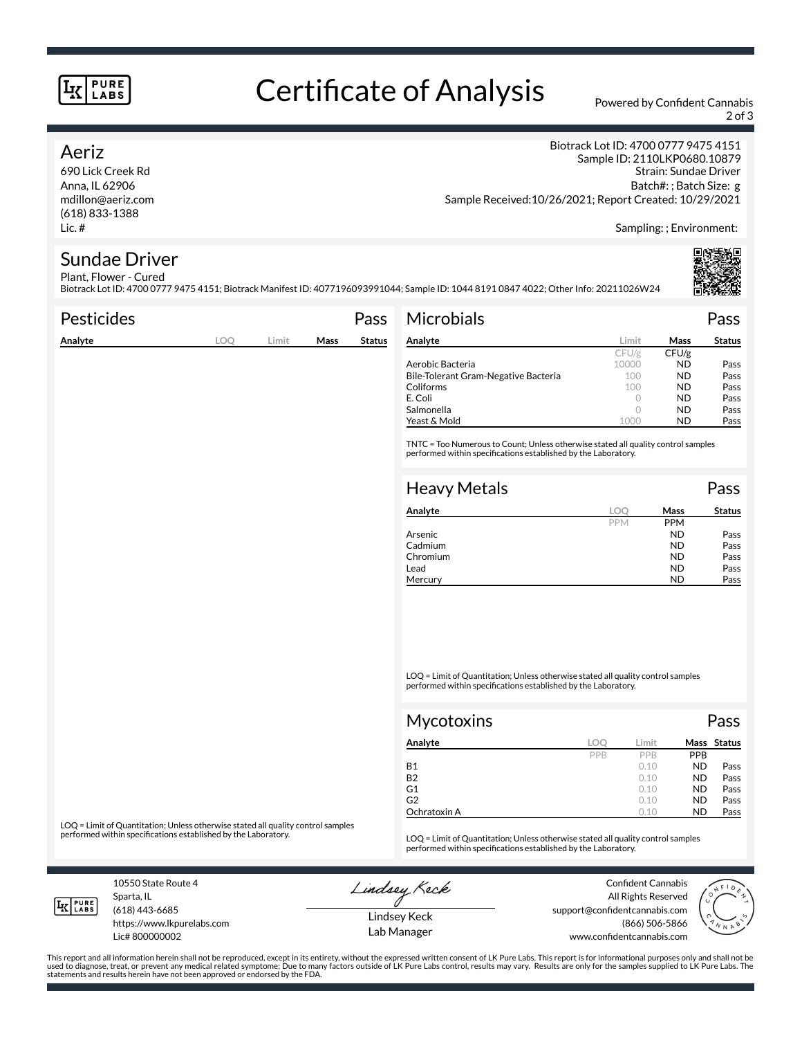# Certificate of Analysis

Powered by Confident Cannabis

## Aeriz

690 Lick Creek Rd
Anna, IL 62906
mdillon@aeriz.com
(618) 833-1388
Lic. #

Biotrack Lot ID: 4700 0777 9475 4151
Sample ID: 2110LKP0680.10879
Strain: Sundae Driver
Batch#: ; Batch Size: g
Sample Received:10/26/2021; Report Created: 10/29/2021

Sampling: ; Environment:

## Sundae Driver

Plant, Flower - Cured
Biotrack Lot ID: 4700 0777 9475 4151; Biotrack Manifest ID: 4077196093991044; Sample ID: 1044 8191 0847 4022; Other Info: 20211026W24

### Pesticides — Pass

| Analyte | LOQ | Limit | Mass | Status |
|---|---|---|---|---|

LOQ = Limit of Quantitation; Unless otherwise stated all quality control samples performed within specifications established by the Laboratory.

### Microbials — Pass

| Analyte | Limit | Mass | Status |
|---|---|---|---|
| | CFU/g | CFU/g | |
| Aerobic Bacteria | 10000 | ND | Pass |
| Bile-Tolerant Gram-Negative Bacteria | 100 | ND | Pass |
| Coliforms | 100 | ND | Pass |
| E. Coli | 0 | ND | Pass |
| Salmonella | 0 | ND | Pass |
| Yeast & Mold | 1000 | ND | Pass |

TNTC = Too Numerous to Count; Unless otherwise stated all quality control samples performed within specifications established by the Laboratory.

### Heavy Metals — Pass

| Analyte | LOQ | Mass | Status |
|---|---|---|---|
| | PPM | PPM | |
| Arsenic | | ND | Pass |
| Cadmium | | ND | Pass |
| Chromium | | ND | Pass |
| Lead | | ND | Pass |
| Mercury | | ND | Pass |

LOQ = Limit of Quantitation; Unless otherwise stated all quality control samples performed within specifications established by the Laboratory.

### Mycotoxins — Pass

| Analyte | LOQ | Limit | Mass | Status |
|---|---|---|---|---|
| | PPB | PPB | PPB | |
| B1 | | 0.10 | ND | Pass |
| B2 | | 0.10 | ND | Pass |
| G1 | | 0.10 | ND | Pass |
| G2 | | 0.10 | ND | Pass |
| Ochratoxin A | | 0.10 | ND | Pass |

LOQ = Limit of Quantitation; Unless otherwise stated all quality control samples performed within specifications established by the Laboratory.

10550 State Route 4
Sparta, IL
(618) 443-6685
https://www.lkpurelabs.com
Lic# 800000002

Lindsey Keck
Lab Manager

Confident Cannabis
All Rights Reserved
support@confidentcannabis.com
(866) 506-5866
www.confidentcannabis.com

This report and all information herein shall not be reproduced, except in its entirety, without the expressed written consent of LK Pure Labs. This report is for informational purposes only and shall not be used to diagnose, treat, or prevent any medical related symptome; Due to many factors outside of LK Pure Labs control, results may vary. Results are only for the samples supplied to LK Pure Labs. The statements and results herein have not been approved or endorsed by the FDA.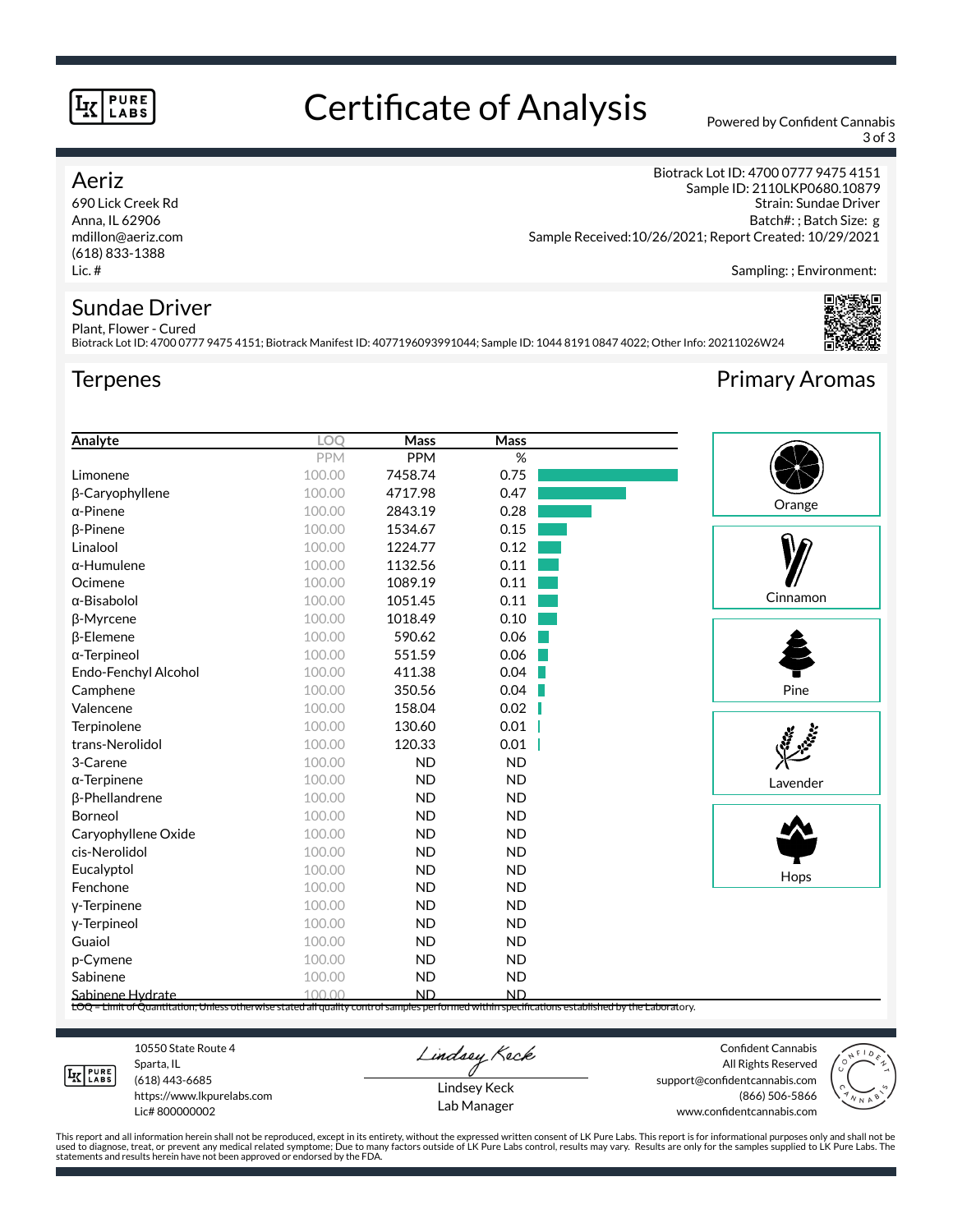# Certificate of Analysis

Powered by Confident Cannabis

## Aeriz

690 Lick Creek Rd
Anna, IL 62906
mdillon@aeriz.com
(618) 833-1388
Lic. #

Biotrack Lot ID: 4700 0777 9475 4151
Sample ID: 2110LKP0680.10879
Strain: Sundae Driver
Batch#: ; Batch Size: g
Sample Received:10/26/2021; Report Created: 10/29/2021

Sampling: ; Environment:

## Sundae Driver

Plant, Flower - Cured
Biotrack Lot ID: 4700 0777 9475 4151; Biotrack Manifest ID: 4077196093991044; Sample ID: 1044 8191 0847 4022; Other Info: 20211026W24

## Terpenes

| Analyte | LOQ PPM | Mass PPM | Mass % |
|---|---|---|---|
| Limonene | 100.00 | 7458.74 | 0.75 |
| β-Caryophyllene | 100.00 | 4717.98 | 0.47 |
| α-Pinene | 100.00 | 2843.19 | 0.28 |
| β-Pinene | 100.00 | 1534.67 | 0.15 |
| Linalool | 100.00 | 1224.77 | 0.12 |
| α-Humulene | 100.00 | 1132.56 | 0.11 |
| Ocimene | 100.00 | 1089.19 | 0.11 |
| α-Bisabolol | 100.00 | 1051.45 | 0.11 |
| β-Myrcene | 100.00 | 1018.49 | 0.10 |
| β-Elemene | 100.00 | 590.62 | 0.06 |
| α-Terpineol | 100.00 | 551.59 | 0.06 |
| Endo-Fenchyl Alcohol | 100.00 | 411.38 | 0.04 |
| Camphene | 100.00 | 350.56 | 0.04 |
| Valencene | 100.00 | 158.04 | 0.02 |
| Terpinolene | 100.00 | 130.60 | 0.01 |
| trans-Nerolidol | 100.00 | 120.33 | 0.01 |
| 3-Carene | 100.00 | ND | ND |
| α-Terpinene | 100.00 | ND | ND |
| β-Phellandrene | 100.00 | ND | ND |
| Borneol | 100.00 | ND | ND |
| Caryophyllene Oxide | 100.00 | ND | ND |
| cis-Nerolidol | 100.00 | ND | ND |
| Eucalyptol | 100.00 | ND | ND |
| Fenchone | 100.00 | ND | ND |
| γ-Terpinene | 100.00 | ND | ND |
| γ-Terpineol | 100.00 | ND | ND |
| Guaiol | 100.00 | ND | ND |
| p-Cymene | 100.00 | ND | ND |
| Sabinene | 100.00 | ND | ND |
| Sabinene Hydrate | 100.00 | ND | ND |

LOQ = Limit of Quantitation; Unless otherwise stated all quality control samples performed within specifications established by the Laboratory.

## Primary Aromas

Orange
Cinnamon
Pine
Lavender
Hops

10550 State Route 4
Sparta, IL
(618) 443-6685
https://www.lkpurelabs.com
Lic# 800000002

Lindsey Keck
Lab Manager

Confident Cannabis
All Rights Reserved
support@confidentcannabis.com
(866) 506-5866
www.confidentcannabis.com

This report and all information herein shall not be reproduced, except in its entirety, without the expressed written consent of LK Pure Labs. This report is for informational purposes only and shall not be used to diagnose, treat, or prevent any medical related symptome; Due to many factors outside of LK Pure Labs control, results may vary. Results are only for the samples supplied to LK Pure Labs. The statements and results herein have not been approved or endorsed by the FDA.